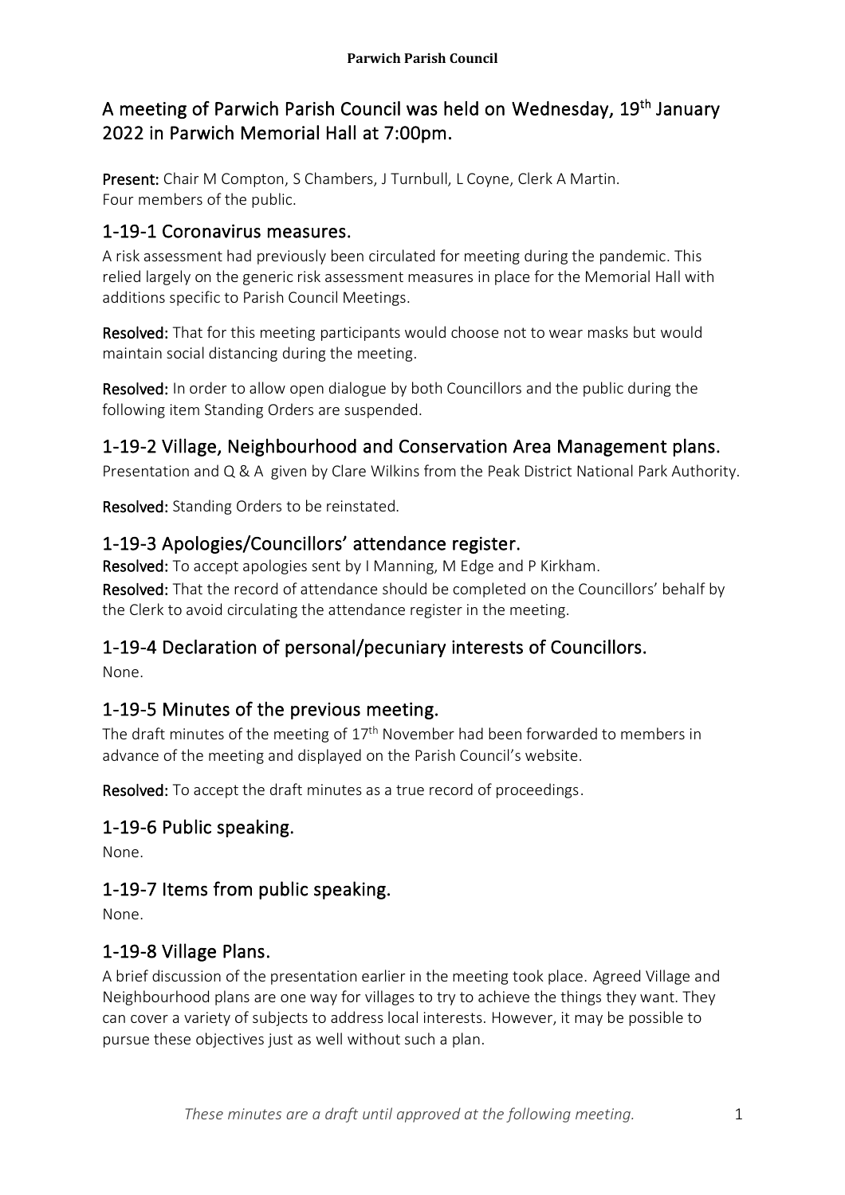# A meeting of Parwich Parish Council was held on Wednesday, 19th January 2022 in Parwich Memorial Hall at 7:00pm.

**Present:** Chair M Compton, S Chambers, J Turnbull, L Coyne, Clerk A Martin.
Four members of the public.

## 1-19-1 Coronavirus measures.

A risk assessment had previously been circulated for meeting during the pandemic. This relied largely on the generic risk assessment measures in place for the Memorial Hall with additions specific to Parish Council Meetings.

**Resolved:** That for this meeting participants would choose not to wear masks but would maintain social distancing during the meeting.

**Resolved:** In order to allow open dialogue by both Councillors and the public during the following item Standing Orders are suspended.

## 1-19-2 Village, Neighbourhood and Conservation Area Management plans.

Presentation and Q & A given by Clare Wilkins from the Peak District National Park Authority.

**Resolved:** Standing Orders to be reinstated.

## 1-19-3 Apologies/Councillors' attendance register.

**Resolved:** To accept apologies sent by I Manning, M Edge and P Kirkham.
**Resolved:** That the record of attendance should be completed on the Councillors' behalf by the Clerk to avoid circulating the attendance register in the meeting.

## 1-19-4 Declaration of personal/pecuniary interests of Councillors.

None.

## 1-19-5 Minutes of the previous meeting.

The draft minutes of the meeting of 17th November had been forwarded to members in advance of the meeting and displayed on the Parish Council's website.

**Resolved:** To accept the draft minutes as a true record of proceedings.

## 1-19-6 Public speaking.

None.

## 1-19-7 Items from public speaking.

None.

## 1-19-8 Village Plans.

A brief discussion of the presentation earlier in the meeting took place. Agreed Village and Neighbourhood plans are one way for villages to try to achieve the things they want. They can cover a variety of subjects to address local interests. However, it may be possible to pursue these objectives just as well without such a plan.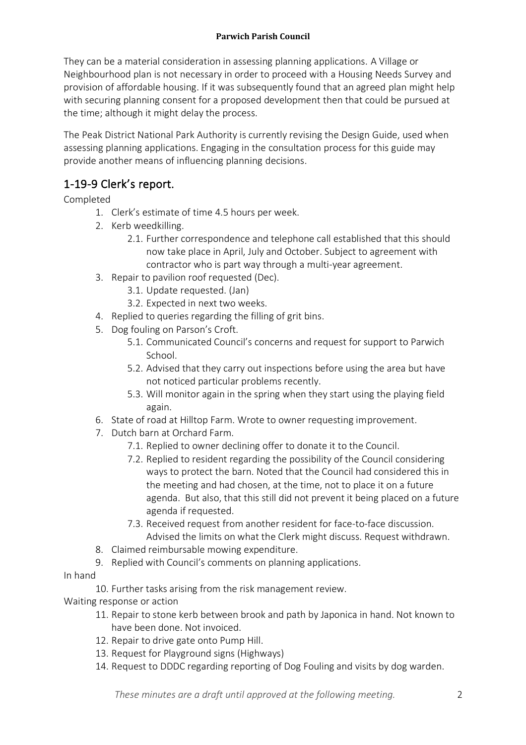They can be a material consideration in assessing planning applications. A Village or Neighbourhood plan is not necessary in order to proceed with a Housing Needs Survey and provision of affordable housing. If it was subsequently found that an agreed plan might help with securing planning consent for a proposed development then that could be pursued at the time; although it might delay the process.

The Peak District National Park Authority is currently revising the Design Guide, used when assessing planning applications. Engaging in the consultation process for this guide may provide another means of influencing planning decisions.

## 1-19-9 Clerk's report.

Completed

1. Clerk's estimate of time 4.5 hours per week.
2. Kerb weedkilling.
    - 2.1. Further correspondence and telephone call established that this should now take place in April, July and October. Subject to agreement with contractor who is part way through a multi-year agreement.
3. Repair to pavilion roof requested (Dec).
    - 3.1. Update requested. (Jan)
    - 3.2. Expected in next two weeks.
4. Replied to queries regarding the filling of grit bins.
5. Dog fouling on Parson's Croft.
    - 5.1. Communicated Council's concerns and request for support to Parwich School.
    - 5.2. Advised that they carry out inspections before using the area but have not noticed particular problems recently.
    - 5.3. Will monitor again in the spring when they start using the playing field again.
6. State of road at Hilltop Farm. Wrote to owner requesting improvement.
7. Dutch barn at Orchard Farm.
    - 7.1. Replied to owner declining offer to donate it to the Council.
    - 7.2. Replied to resident regarding the possibility of the Council considering ways to protect the barn. Noted that the Council had considered this in the meeting and had chosen, at the time, not to place it on a future agenda. But also, that this still did not prevent it being placed on a future agenda if requested.
    - 7.3. Received request from another resident for face-to-face discussion. Advised the limits on what the Clerk might discuss. Request withdrawn.
8. Claimed reimbursable mowing expenditure.
9. Replied with Council's comments on planning applications.

In hand

10. Further tasks arising from the risk management review.

Waiting response or action

11. Repair to stone kerb between brook and path by Japonica in hand. Not known to have been done. Not invoiced.
12. Repair to drive gate onto Pump Hill.
13. Request for Playground signs (Highways)
14. Request to DDDC regarding reporting of Dog Fouling and visits by dog warden.

*These minutes are a draft until approved at the following meeting.*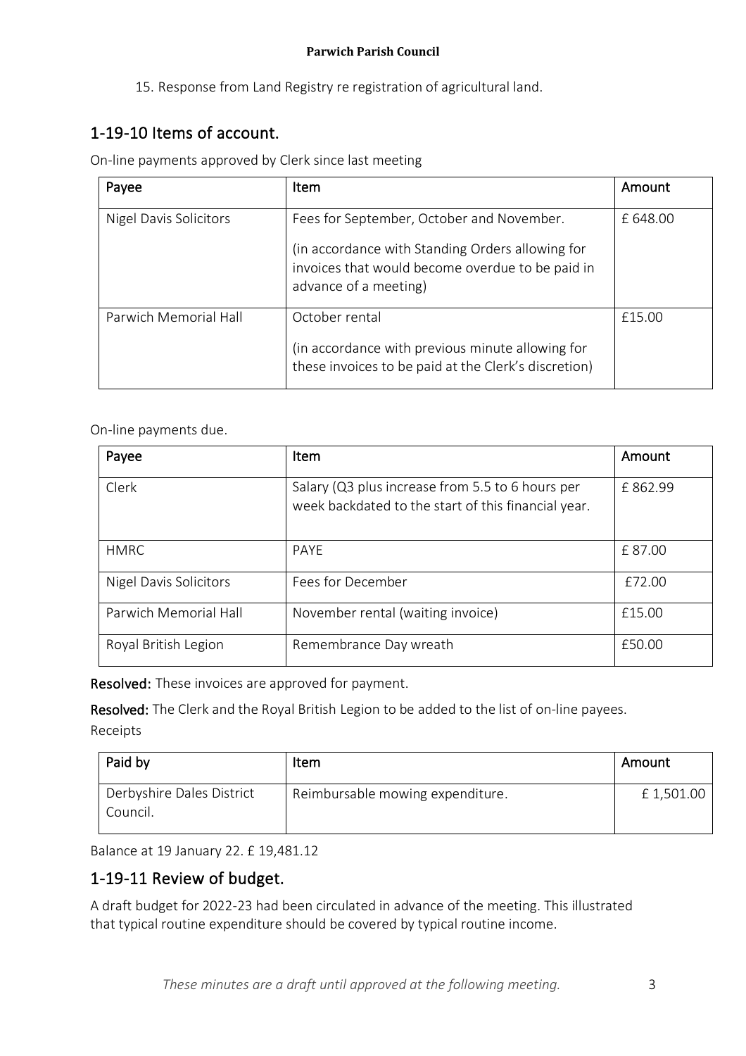15. Response from Land Registry re registration of agricultural land.

## 1-19-10 Items of account.

On-line payments approved by Clerk since last meeting

| Payee | Item | Amount |
|---|---|---|
| Nigel Davis Solicitors | Fees for September, October and November.<br><br>(in accordance with Standing Orders allowing for invoices that would become overdue to be paid in advance of a meeting) | £ 648.00 |
| Parwich Memorial Hall | October rental<br><br>(in accordance with previous minute allowing for these invoices to be paid at the Clerk's discretion) | £15.00 |

On-line payments due.

| Payee | Item | Amount |
|---|---|---|
| Clerk | Salary (Q3 plus increase from 5.5 to 6 hours per week backdated to the start of this financial year. | £ 862.99 |
| HMRC | PAYE | £ 87.00 |
| Nigel Davis Solicitors | Fees for December | £72.00 |
| Parwich Memorial Hall | November rental (waiting invoice) | £15.00 |
| Royal British Legion | Remembrance Day wreath | £50.00 |

**Resolved:** These invoices are approved for payment.

**Resolved:** The Clerk and the Royal British Legion to be added to the list of on-line payees.

Receipts

| Paid by | Item | Amount |
|---|---|---|
| Derbyshire Dales District Council. | Reimbursable mowing expenditure. | £ 1,501.00 |

Balance at 19 January 22. £ 19,481.12

## 1-19-11 Review of budget.

A draft budget for 2022-23 had been circulated in advance of the meeting. This illustrated that typical routine expenditure should be covered by typical routine income.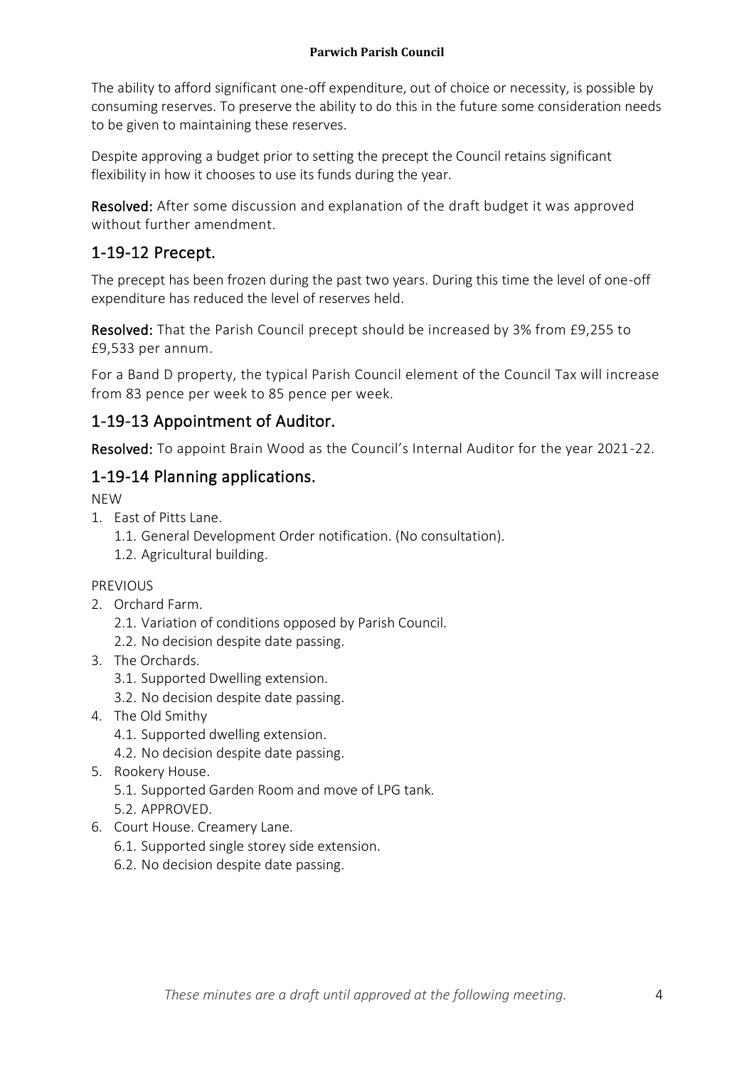The ability to afford significant one-off expenditure, out of choice or necessity, is possible by consuming reserves. To preserve the ability to do this in the future some consideration needs to be given to maintaining these reserves.

Despite approving a budget prior to setting the precept the Council retains significant flexibility in how it chooses to use its funds during the year.

**Resolved:** After some discussion and explanation of the draft budget it was approved without further amendment.

## 1-19-12 Precept.

The precept has been frozen during the past two years. During this time the level of one-off expenditure has reduced the level of reserves held.

**Resolved:** That the Parish Council precept should be increased by 3% from £9,255 to £9,533 per annum.

For a Band D property, the typical Parish Council element of the Council Tax will increase from 83 pence per week to 85 pence per week.

## 1-19-13 Appointment of Auditor.

**Resolved:** To appoint Brain Wood as the Council's Internal Auditor for the year 2021-22.

## 1-19-14 Planning applications.

NEW

1. East of Pitts Lane.
   1.1. General Development Order notification. (No consultation).
   1.2. Agricultural building.

PREVIOUS

2. Orchard Farm.
   2.1. Variation of conditions opposed by Parish Council.
   2.2. No decision despite date passing.
3. The Orchards.
   3.1. Supported Dwelling extension.
   3.2. No decision despite date passing.
4. The Old Smithy
   4.1. Supported dwelling extension.
   4.2. No decision despite date passing.
5. Rookery House.
   5.1. Supported Garden Room and move of LPG tank.
   5.2. APPROVED.
6. Court House. Creamery Lane.
   6.1. Supported single storey side extension.
   6.2. No decision despite date passing.

*These minutes are a draft until approved at the following meeting.*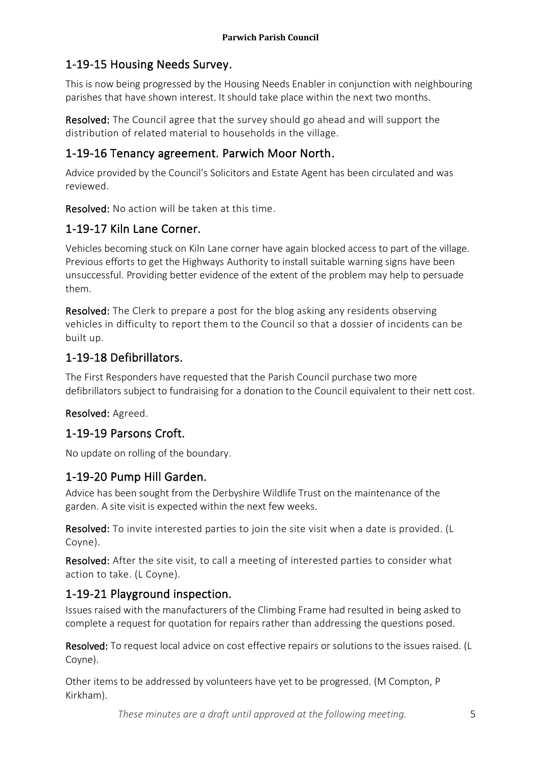## 1-19-15 Housing Needs Survey.

This is now being progressed by the Housing Needs Enabler in conjunction with neighbouring parishes that have shown interest. It should take place within the next two months.

**Resolved:** The Council agree that the survey should go ahead and will support the distribution of related material to households in the village.

## 1-19-16 Tenancy agreement. Parwich Moor North.

Advice provided by the Council's Solicitors and Estate Agent has been circulated and was reviewed.

**Resolved:** No action will be taken at this time.

## 1-19-17 Kiln Lane Corner.

Vehicles becoming stuck on Kiln Lane corner have again blocked access to part of the village. Previous efforts to get the Highways Authority to install suitable warning signs have been unsuccessful. Providing better evidence of the extent of the problem may help to persuade them.

**Resolved:** The Clerk to prepare a post for the blog asking any residents observing vehicles in difficulty to report them to the Council so that a dossier of incidents can be built up.

## 1-19-18 Defibrillators.

The First Responders have requested that the Parish Council purchase two more defibrillators subject to fundraising for a donation to the Council equivalent to their nett cost.

**Resolved:** Agreed.

## 1-19-19 Parsons Croft.

No update on rolling of the boundary.

## 1-19-20 Pump Hill Garden.

Advice has been sought from the Derbyshire Wildlife Trust on the maintenance of the garden. A site visit is expected within the next few weeks.

**Resolved:** To invite interested parties to join the site visit when a date is provided. (L Coyne).

**Resolved:** After the site visit, to call a meeting of interested parties to consider what action to take. (L Coyne).

## 1-19-21 Playground inspection.

Issues raised with the manufacturers of the Climbing Frame had resulted in being asked to complete a request for quotation for repairs rather than addressing the questions posed.

**Resolved:** To request local advice on cost effective repairs or solutions to the issues raised. (L Coyne).

Other items to be addressed by volunteers have yet to be progressed. (M Compton, P Kirkham).

*These minutes are a draft until approved at the following meeting.*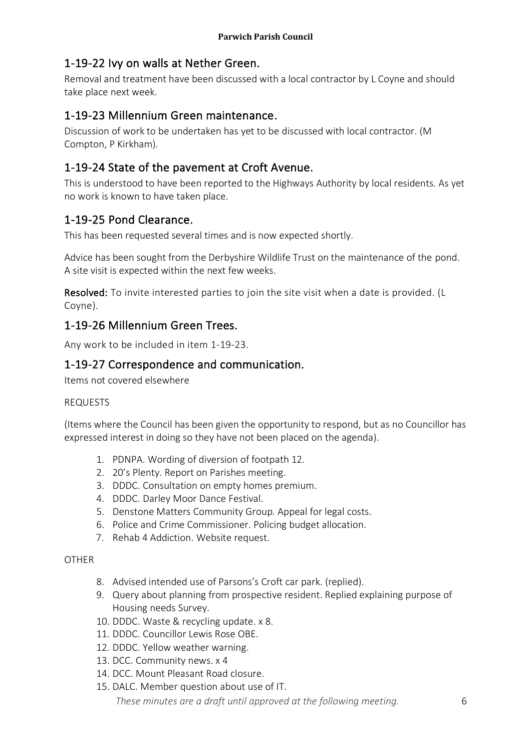## 1-19-22 Ivy on walls at Nether Green.

Removal and treatment have been discussed with a local contractor by L Coyne and should take place next week.

## 1-19-23 Millennium Green maintenance.

Discussion of work to be undertaken has yet to be discussed with local contractor. (M Compton, P Kirkham).

## 1-19-24 State of the pavement at Croft Avenue.

This is understood to have been reported to the Highways Authority by local residents. As yet no work is known to have taken place.

## 1-19-25 Pond Clearance.

This has been requested several times and is now expected shortly.

Advice has been sought from the Derbyshire Wildlife Trust on the maintenance of the pond. A site visit is expected within the next few weeks.

**Resolved:** To invite interested parties to join the site visit when a date is provided. (L Coyne).

## 1-19-26 Millennium Green Trees.

Any work to be included in item 1-19-23.

## 1-19-27 Correspondence and communication.

Items not covered elsewhere

REQUESTS

(Items where the Council has been given the opportunity to respond, but as no Councillor has expressed interest in doing so they have not been placed on the agenda).

1. PDNPA. Wording of diversion of footpath 12.
2. 20's Plenty. Report on Parishes meeting.
3. DDDC. Consultation on empty homes premium.
4. DDDC. Darley Moor Dance Festival.
5. Denstone Matters Community Group. Appeal for legal costs.
6. Police and Crime Commissioner. Policing budget allocation.
7. Rehab 4 Addiction. Website request.

OTHER

8. Advised intended use of Parsons's Croft car park. (replied).
9. Query about planning from prospective resident. Replied explaining purpose of Housing needs Survey.
10. DDDC. Waste & recycling update. x 8.
11. DDDC. Councillor Lewis Rose OBE.
12. DDDC. Yellow weather warning.
13. DCC. Community news. x 4
14. DCC. Mount Pleasant Road closure.
15. DALC. Member question about use of IT.

*These minutes are a draft until approved at the following meeting.*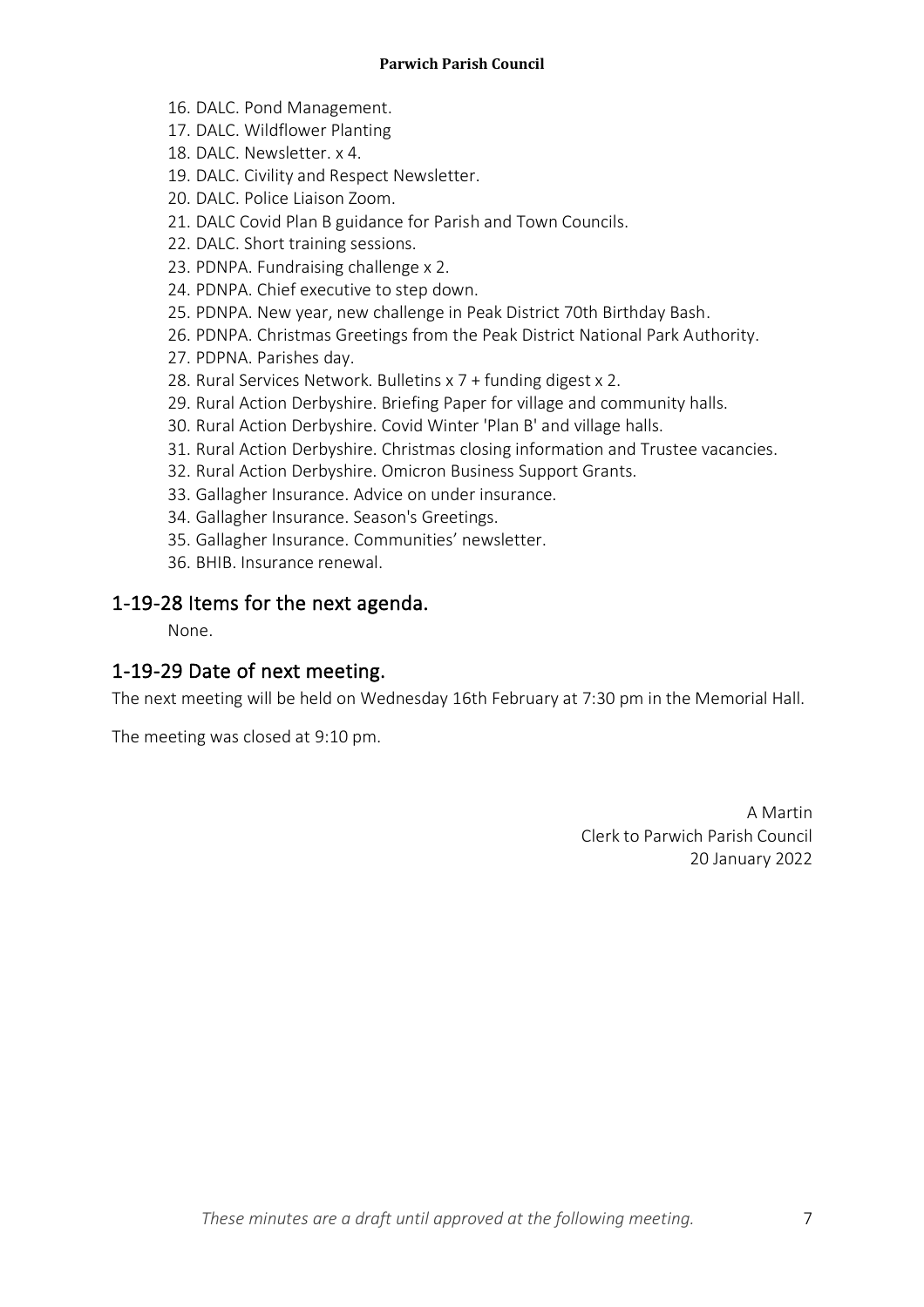16. DALC. Pond Management.
17. DALC. Wildflower Planting
18. DALC. Newsletter. x 4.
19. DALC. Civility and Respect Newsletter.
20. DALC. Police Liaison Zoom.
21. DALC Covid Plan B guidance for Parish and Town Councils.
22. DALC. Short training sessions.
23. PDNPA. Fundraising challenge x 2.
24. PDNPA. Chief executive to step down.
25. PDNPA. New year, new challenge in Peak District 70th Birthday Bash.
26. PDNPA. Christmas Greetings from the Peak District National Park Authority.
27. PDPNA. Parishes day.
28. Rural Services Network. Bulletins x 7 + funding digest x 2.
29. Rural Action Derbyshire. Briefing Paper for village and community halls.
30. Rural Action Derbyshire. Covid Winter 'Plan B' and village halls.
31. Rural Action Derbyshire. Christmas closing information and Trustee vacancies.
32. Rural Action Derbyshire. Omicron Business Support Grants.
33. Gallagher Insurance. Advice on under insurance.
34. Gallagher Insurance. Season's Greetings.
35. Gallagher Insurance. Communities' newsletter.
36. BHIB. Insurance renewal.

## 1-19-28 Items for the next agenda.

None.

## 1-19-29 Date of next meeting.

The next meeting will be held on Wednesday 16th February at 7:30 pm in the Memorial Hall.

The meeting was closed at 9:10 pm.

A Martin
Clerk to Parwich Parish Council
20 January 2022

*These minutes are a draft until approved at the following meeting.*